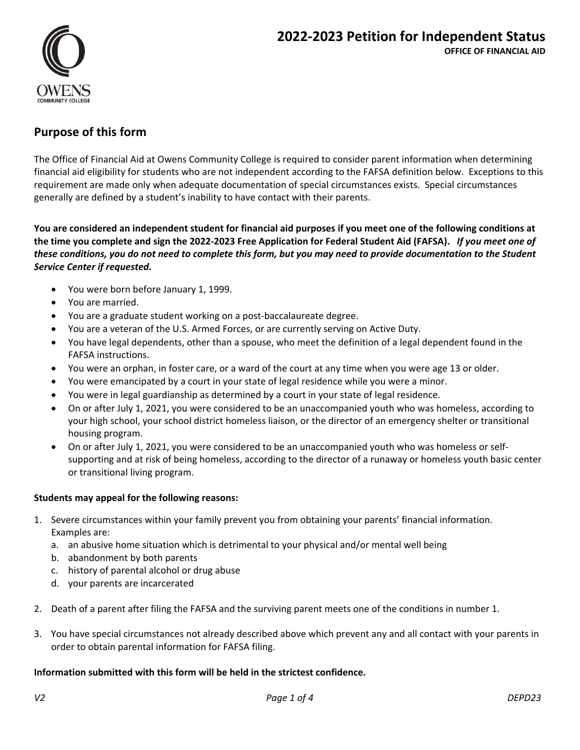# 2022-2023 Petition for Independent Status

**OFFICE OF FINANCIAL AID**

OWENS COMMUNITY COLLEGE

## Purpose of this form

The Office of Financial Aid at Owens Community College is required to consider parent information when determining financial aid eligibility for students who are not independent according to the FAFSA definition below. Exceptions to this requirement are made only when adequate documentation of special circumstances exists. Special circumstances generally are defined by a student's inability to have contact with their parents.

**You are considered an independent student for financial aid purposes if you meet one of the following conditions at the time you complete and sign the 2022-2023 Free Application for Federal Student Aid (FAFSA).** ***If you meet one of these conditions, you do not need to complete this form, but you may need to provide documentation to the Student Service Center if requested.***

- You were born before January 1, 1999.
- You are married.
- You are a graduate student working on a post-baccalaureate degree.
- You are a veteran of the U.S. Armed Forces, or are currently serving on Active Duty.
- You have legal dependents, other than a spouse, who meet the definition of a legal dependent found in the FAFSA instructions.
- You were an orphan, in foster care, or a ward of the court at any time when you were age 13 or older.
- You were emancipated by a court in your state of legal residence while you were a minor.
- You were in legal guardianship as determined by a court in your state of legal residence.
- On or after July 1, 2021, you were considered to be an unaccompanied youth who was homeless, according to your high school, your school district homeless liaison, or the director of an emergency shelter or transitional housing program.
- On or after July 1, 2021, you were considered to be an unaccompanied youth who was homeless or self-supporting and at risk of being homeless, according to the director of a runaway or homeless youth basic center or transitional living program.

**Students may appeal for the following reasons:**

1. Severe circumstances within your family prevent you from obtaining your parents' financial information. Examples are:
   a. an abusive home situation which is detrimental to your physical and/or mental well being
   b. abandonment by both parents
   c. history of parental alcohol or drug abuse
   d. your parents are incarcerated
2. Death of a parent after filing the FAFSA and the surviving parent meets one of the conditions in number 1.
3. You have special circumstances not already described above which prevent any and all contact with your parents in order to obtain parental information for FAFSA filing.

**Information submitted with this form will be held in the strictest confidence.**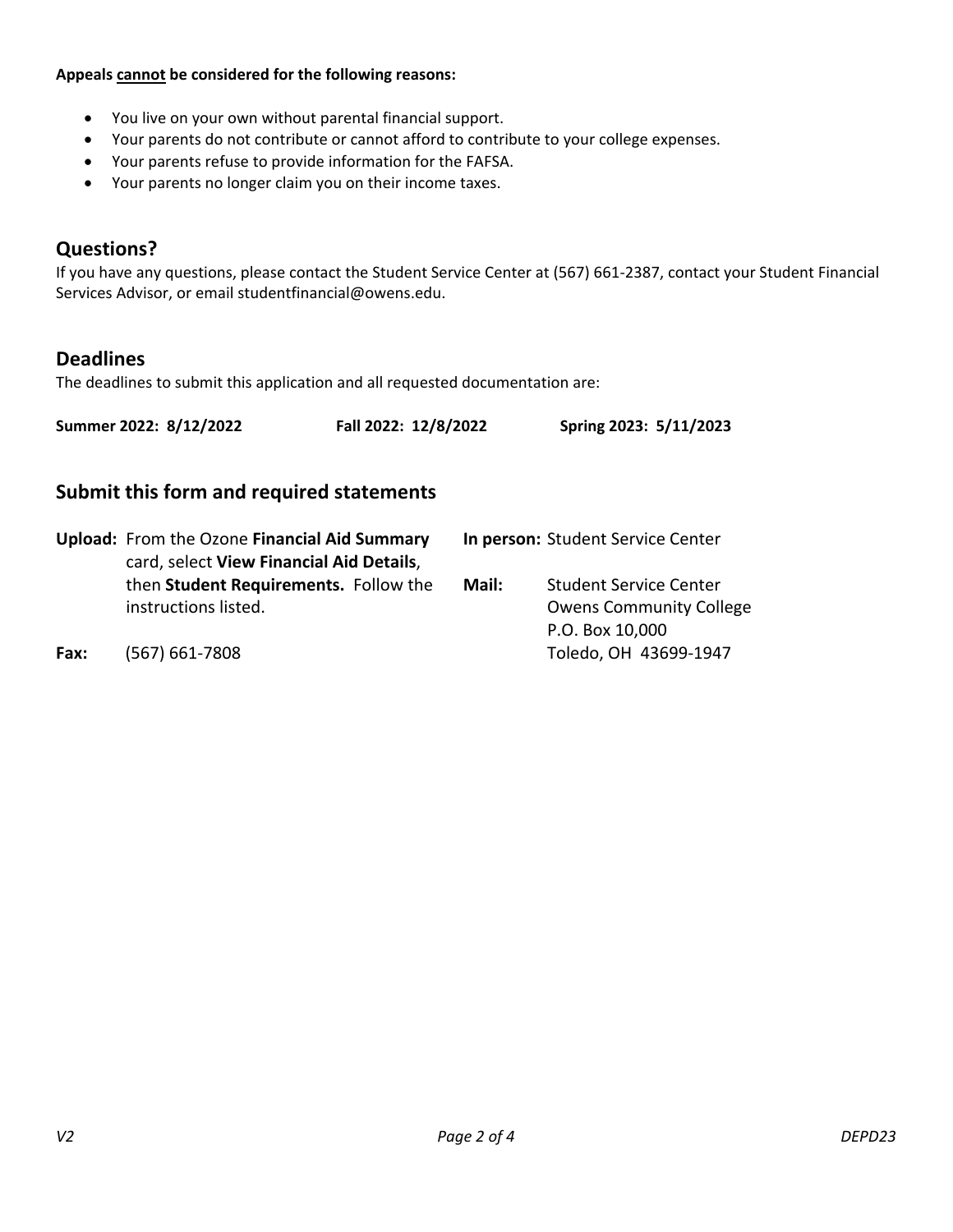**Appeals <u>cannot</u> be considered for the following reasons:**

- You live on your own without parental financial support.
- Your parents do not contribute or cannot afford to contribute to your college expenses.
- Your parents refuse to provide information for the FAFSA.
- Your parents no longer claim you on their income taxes.

## Questions?

If you have any questions, please contact the Student Service Center at (567) 661-2387, contact your Student Financial Services Advisor, or email studentfinancial@owens.edu.

## Deadlines

The deadlines to submit this application and all requested documentation are:

**Summer 2022: 8/12/2022** **Fall 2022: 12/8/2022** **Spring 2023: 5/11/2023**

## Submit this form and required statements

**Upload:** From the Ozone **Financial Aid Summary** card, select **View Financial Aid Details**, then **Student Requirements.** Follow the instructions listed.

**Fax:** (567) 661-7808

**In person:** Student Service Center

**Mail:** Student Service Center
Owens Community College
P.O. Box 10,000
Toledo, OH 43699-1947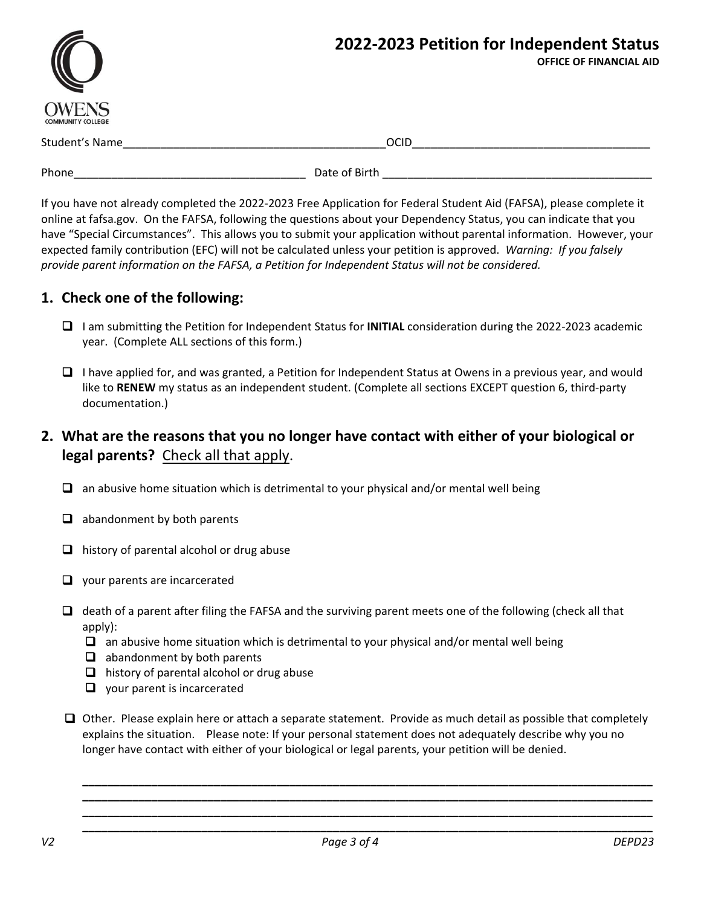# 2022-2023 Petition for Independent Status

**OFFICE OF FINANCIAL AID**

OWENS COMMUNITY COLLEGE

Student's Name__________________________________________ OCID_____________________________________

Phone____________________________________ Date of Birth ___________________________________________

If you have not already completed the 2022-2023 Free Application for Federal Student Aid (FAFSA), please complete it online at fafsa.gov. On the FAFSA, following the questions about your Dependency Status, you can indicate that you have "Special Circumstances". This allows you to submit your application without parental information. However, your expected family contribution (EFC) will not be calculated unless your petition is approved. *Warning: If you falsely provide parent information on the FAFSA, a Petition for Independent Status will not be considered.*

## 1. Check one of the following:

- ☐ I am submitting the Petition for Independent Status for **INITIAL** consideration during the 2022-2023 academic year. (Complete ALL sections of this form.)
- ☐ I have applied for, and was granted, a Petition for Independent Status at Owens in a previous year, and would like to **RENEW** my status as an independent student. (Complete all sections EXCEPT question 6, third-party documentation.)

## 2. What are the reasons that you no longer have contact with either of your biological or legal parents? Check all that apply.

- ☐ an abusive home situation which is detrimental to your physical and/or mental well being
- ☐ abandonment by both parents
- ☐ history of parental alcohol or drug abuse
- ☐ your parents are incarcerated
- ☐ death of a parent after filing the FAFSA and the surviving parent meets one of the following (check all that apply):
  - ☐ an abusive home situation which is detrimental to your physical and/or mental well being
  - ☐ abandonment by both parents
  - ☐ history of parental alcohol or drug abuse
  - ☐ your parent is incarcerated
- ☐ Other. Please explain here or attach a separate statement. Provide as much detail as possible that completely explains the situation. Please note: If your personal statement does not adequately describe why you no longer have contact with either of your biological or legal parents, your petition will be denied.

________________________________________________________________________________________

________________________________________________________________________________________

________________________________________________________________________________________

________________________________________________________________________________________

V2 DEPD23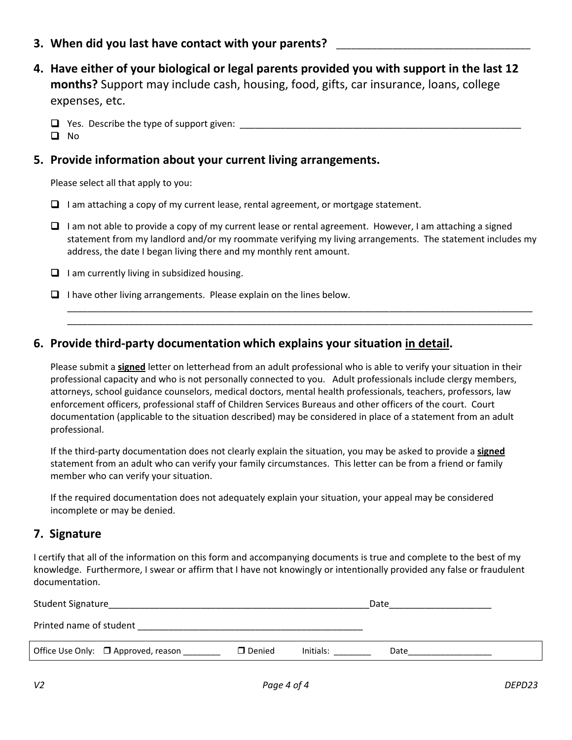**3. When did you last have contact with your parents?** ________________________________

**4. Have either of your biological or legal parents provided you with support in the last 12 months?** Support may include cash, housing, food, gifts, car insurance, loans, college expenses, etc.

- ❑ Yes. Describe the type of support given: ________________________________________________________
- ❑ No

## 5. Provide information about your current living arrangements.

Please select all that apply to you:

- ❑ I am attaching a copy of my current lease, rental agreement, or mortgage statement.
- ❑ I am not able to provide a copy of my current lease or rental agreement. However, I am attaching a signed statement from my landlord and/or my roommate verifying my living arrangements. The statement includes my address, the date I began living there and my monthly rent amount.
- ❑ I am currently living in subsidized housing.
- ❑ I have other living arrangements. Please explain on the lines below.

______________________________________________________________________________________________

______________________________________________________________________________________________

## 6. Provide third-party documentation which explains your situation <u>in detail</u>.

Please submit a **<u>signed</u>** letter on letterhead from an adult professional who is able to verify your situation in their professional capacity and who is not personally connected to you. Adult professionals include clergy members, attorneys, school guidance counselors, medical doctors, mental health professionals, teachers, professors, law enforcement officers, professional staff of Children Services Bureaus and other officers of the court. Court documentation (applicable to the situation described) may be considered in place of a statement from an adult professional.

If the third-party documentation does not clearly explain the situation, you may be asked to provide a **<u>signed</u>** statement from an adult who can verify your family circumstances. This letter can be from a friend or family member who can verify your situation.

If the required documentation does not adequately explain your situation, your appeal may be considered incomplete or may be denied.

## 7. Signature

I certify that all of the information on this form and accompanying documents is true and complete to the best of my knowledge. Furthermore, I swear or affirm that I have not knowingly or intentionally provided any false or fraudulent documentation.

Student Signature______________________________________________________Date____________________

Printed name of student ______________________________________________

Office Use Only: ❑ Approved, reason ________ ❑ Denied Initials: ________ Date_________________

V2 DEPD23